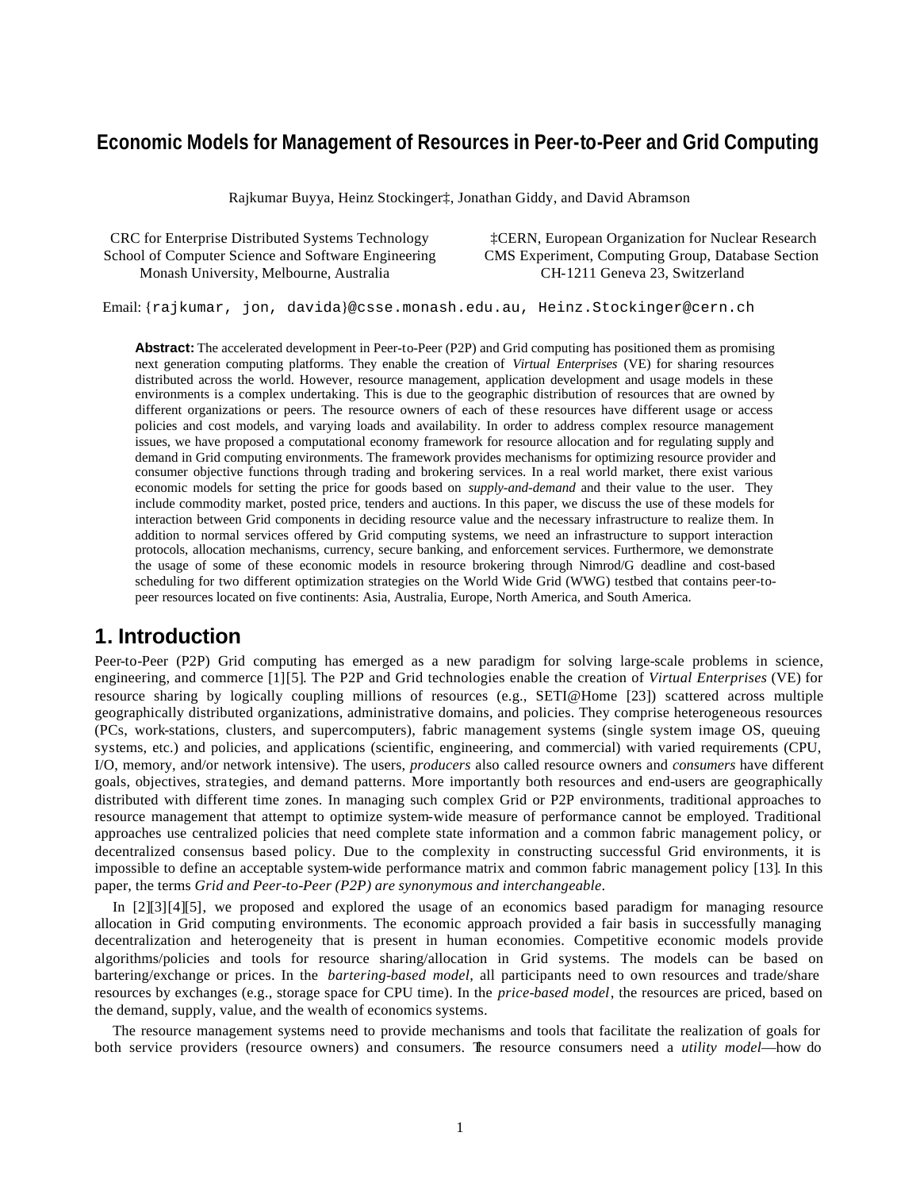# Economic Models for Management of Resources in Peer-to-Peer and Grid Computing

Rajkumar Buyya, Heinz Stockinger‡, Jonathan Giddy, and David Abramson

CRC for Enterprise Distributed Systems Technology
School of Computer Science and Software Engineering
Monash University, Melbourne, Australia

‡CERN, European Organization for Nuclear Research
CMS Experiment, Computing Group, Database Section
CH-1211 Geneva 23, Switzerland

Email: {rajkumar, jon, davida}@csse.monash.edu.au, Heinz.Stockinger@cern.ch

**Abstract:** The accelerated development in Peer-to-Peer (P2P) and Grid computing has positioned them as promising next generation computing platforms. They enable the creation of *Virtual Enterprises* (VE) for sharing resources distributed across the world. However, resource management, application development and usage models in these environments is a complex undertaking. This is due to the geographic distribution of resources that are owned by different organizations or peers. The resource owners of each of these resources have different usage or access policies and cost models, and varying loads and availability. In order to address complex resource management issues, we have proposed a computational economy framework for resource allocation and for regulating supply and demand in Grid computing environments. The framework provides mechanisms for optimizing resource provider and consumer objective functions through trading and brokering services. In a real world market, there exist various economic models for setting the price for goods based on *supply-and-demand* and their value to the user. They include commodity market, posted price, tenders and auctions. In this paper, we discuss the use of these models for interaction between Grid components in deciding resource value and the necessary infrastructure to realize them. In addition to normal services offered by Grid computing systems, we need an infrastructure to support interaction protocols, allocation mechanisms, currency, secure banking, and enforcement services. Furthermore, we demonstrate the usage of some of these economic models in resource brokering through Nimrod/G deadline and cost-based scheduling for two different optimization strategies on the World Wide Grid (WWG) testbed that contains peer-to-peer resources located on five continents: Asia, Australia, Europe, North America, and South America.

## 1. Introduction

Peer-to-Peer (P2P) Grid computing has emerged as a new paradigm for solving large-scale problems in science, engineering, and commerce [1][5]. The P2P and Grid technologies enable the creation of *Virtual Enterprises* (VE) for resource sharing by logically coupling millions of resources (e.g., SETI@Home [23]) scattered across multiple geographically distributed organizations, administrative domains, and policies. They comprise heterogeneous resources (PCs, work-stations, clusters, and supercomputers), fabric management systems (single system image OS, queuing systems, etc.) and policies, and applications (scientific, engineering, and commercial) with varied requirements (CPU, I/O, memory, and/or network intensive). The users, *producers* also called resource owners and *consumers* have different goals, objectives, strategies, and demand patterns. More importantly both resources and end-users are geographically distributed with different time zones. In managing such complex Grid or P2P environments, traditional approaches to resource management that attempt to optimize system-wide measure of performance cannot be employed. Traditional approaches use centralized policies that need complete state information and a common fabric management policy, or decentralized consensus based policy. Due to the complexity in constructing successful Grid environments, it is impossible to define an acceptable system-wide performance matrix and common fabric management policy [13]. In this paper, the terms *Grid and Peer-to-Peer (P2P) are synonymous and interchangeable*.

In [2][3][4][5], we proposed and explored the usage of an economics based paradigm for managing resource allocation in Grid computing environments. The economic approach provided a fair basis in successfully managing decentralization and heterogeneity that is present in human economies. Competitive economic models provide algorithms/policies and tools for resource sharing/allocation in Grid systems. The models can be based on bartering/exchange or prices. In the *bartering-based model*, all participants need to own resources and trade/share resources by exchanges (e.g., storage space for CPU time). In the *price-based model*, the resources are priced, based on the demand, supply, value, and the wealth of economics systems.

The resource management systems need to provide mechanisms and tools that facilitate the realization of goals for both service providers (resource owners) and consumers. The resource consumers need a *utility model*—how do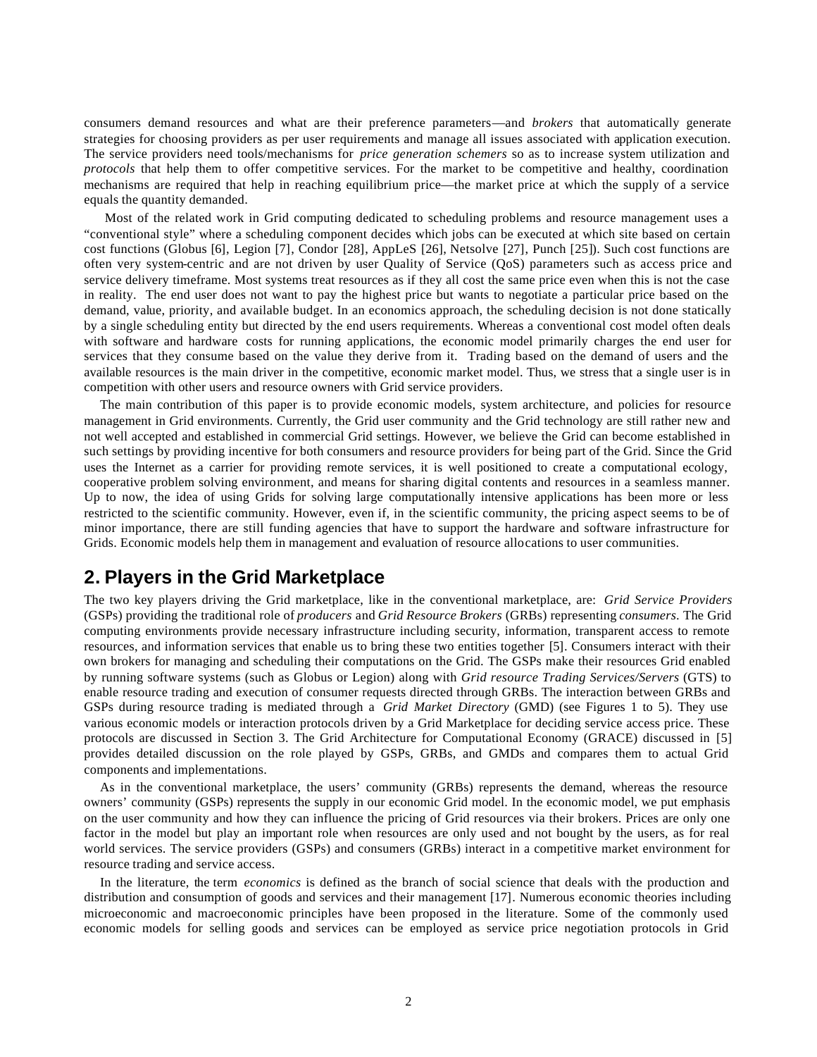consumers demand resources and what are their preference parameters—and *brokers* that automatically generate strategies for choosing providers as per user requirements and manage all issues associated with application execution. The service providers need tools/mechanisms for *price generation schemers* so as to increase system utilization and *protocols* that help them to offer competitive services. For the market to be competitive and healthy, coordination mechanisms are required that help in reaching equilibrium price—the market price at which the supply of a service equals the quantity demanded.

Most of the related work in Grid computing dedicated to scheduling problems and resource management uses a "conventional style" where a scheduling component decides which jobs can be executed at which site based on certain cost functions (Globus [6], Legion [7], Condor [28], AppLeS [26], Netsolve [27], Punch [25]). Such cost functions are often very system-centric and are not driven by user Quality of Service (QoS) parameters such as access price and service delivery timeframe. Most systems treat resources as if they all cost the same price even when this is not the case in reality. The end user does not want to pay the highest price but wants to negotiate a particular price based on the demand, value, priority, and available budget. In an economics approach, the scheduling decision is not done statically by a single scheduling entity but directed by the end users requirements. Whereas a conventional cost model often deals with software and hardware costs for running applications, the economic model primarily charges the end user for services that they consume based on the value they derive from it. Trading based on the demand of users and the available resources is the main driver in the competitive, economic market model. Thus, we stress that a single user is in competition with other users and resource owners with Grid service providers.

The main contribution of this paper is to provide economic models, system architecture, and policies for resource management in Grid environments. Currently, the Grid user community and the Grid technology are still rather new and not well accepted and established in commercial Grid settings. However, we believe the Grid can become established in such settings by providing incentive for both consumers and resource providers for being part of the Grid. Since the Grid uses the Internet as a carrier for providing remote services, it is well positioned to create a computational ecology, cooperative problem solving environment, and means for sharing digital contents and resources in a seamless manner. Up to now, the idea of using Grids for solving large computationally intensive applications has been more or less restricted to the scientific community. However, even if, in the scientific community, the pricing aspect seems to be of minor importance, there are still funding agencies that have to support the hardware and software infrastructure for Grids. Economic models help them in management and evaluation of resource allocations to user communities.

## 2. Players in the Grid Marketplace

The two key players driving the Grid marketplace, like in the conventional marketplace, are: *Grid Service Providers* (GSPs) providing the traditional role of *producers* and *Grid Resource Brokers* (GRBs) representing *consumers*. The Grid computing environments provide necessary infrastructure including security, information, transparent access to remote resources, and information services that enable us to bring these two entities together [5]. Consumers interact with their own brokers for managing and scheduling their computations on the Grid. The GSPs make their resources Grid enabled by running software systems (such as Globus or Legion) along with *Grid resource Trading Services/Servers* (GTS) to enable resource trading and execution of consumer requests directed through GRBs. The interaction between GRBs and GSPs during resource trading is mediated through a *Grid Market Directory* (GMD) (see Figures 1 to 5). They use various economic models or interaction protocols driven by a Grid Marketplace for deciding service access price. These protocols are discussed in Section 3. The Grid Architecture for Computational Economy (GRACE) discussed in [5] provides detailed discussion on the role played by GSPs, GRBs, and GMDs and compares them to actual Grid components and implementations.

As in the conventional marketplace, the users' community (GRBs) represents the demand, whereas the resource owners' community (GSPs) represents the supply in our economic Grid model. In the economic model, we put emphasis on the user community and how they can influence the pricing of Grid resources via their brokers. Prices are only one factor in the model but play an important role when resources are only used and not bought by the users, as for real world services. The service providers (GSPs) and consumers (GRBs) interact in a competitive market environment for resource trading and service access.

In the literature, the term *economics* is defined as the branch of social science that deals with the production and distribution and consumption of goods and services and their management [17]. Numerous economic theories including microeconomic and macroeconomic principles have been proposed in the literature. Some of the commonly used economic models for selling goods and services can be employed as service price negotiation protocols in Grid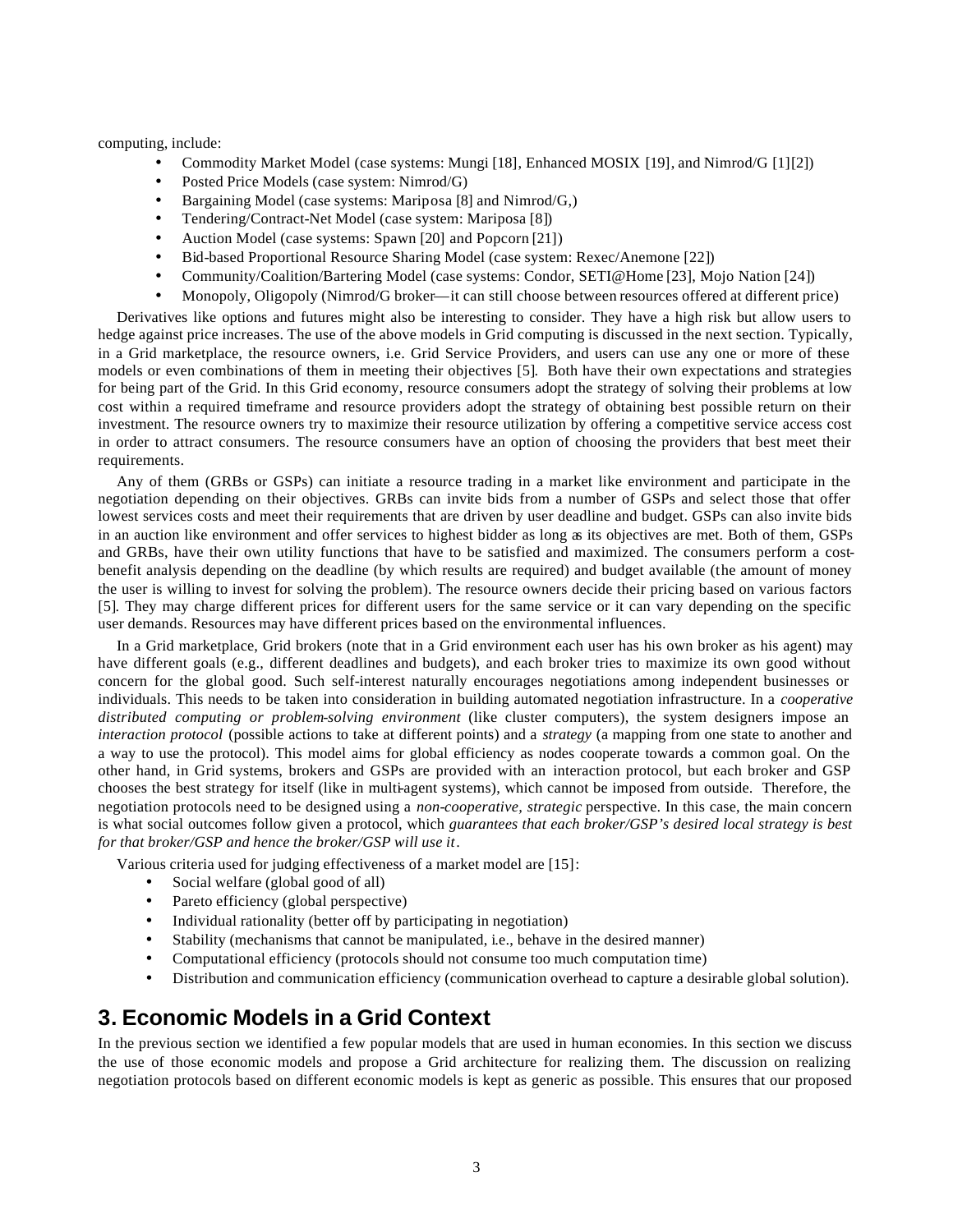computing, include:

- Commodity Market Model (case systems: Mungi [18], Enhanced MOSIX [19], and Nimrod/G [1][2])
- Posted Price Models (case system: Nimrod/G)
- Bargaining Model (case systems: Mariposa [8] and Nimrod/G,)
- Tendering/Contract-Net Model (case system: Mariposa [8])
- Auction Model (case systems: Spawn [20] and Popcorn [21])
- Bid-based Proportional Resource Sharing Model (case system: Rexec/Anemone [22])
- Community/Coalition/Bartering Model (case systems: Condor, SETI@Home [23], Mojo Nation [24])
- Monopoly, Oligopoly (Nimrod/G broker—it can still choose between resources offered at different price)

Derivatives like options and futures might also be interesting to consider. They have a high risk but allow users to hedge against price increases. The use of the above models in Grid computing is discussed in the next section. Typically, in a Grid marketplace, the resource owners, i.e. Grid Service Providers, and users can use any one or more of these models or even combinations of them in meeting their objectives [5]. Both have their own expectations and strategies for being part of the Grid. In this Grid economy, resource consumers adopt the strategy of solving their problems at low cost within a required timeframe and resource providers adopt the strategy of obtaining best possible return on their investment. The resource owners try to maximize their resource utilization by offering a competitive service access cost in order to attract consumers. The resource consumers have an option of choosing the providers that best meet their requirements.

Any of them (GRBs or GSPs) can initiate a resource trading in a market like environment and participate in the negotiation depending on their objectives. GRBs can invite bids from a number of GSPs and select those that offer lowest services costs and meet their requirements that are driven by user deadline and budget. GSPs can also invite bids in an auction like environment and offer services to highest bidder as long as its objectives are met. Both of them, GSPs and GRBs, have their own utility functions that have to be satisfied and maximized. The consumers perform a cost-benefit analysis depending on the deadline (by which results are required) and budget available (the amount of money the user is willing to invest for solving the problem). The resource owners decide their pricing based on various factors [5]. They may charge different prices for different users for the same service or it can vary depending on the specific user demands. Resources may have different prices based on the environmental influences.

In a Grid marketplace, Grid brokers (note that in a Grid environment each user has his own broker as his agent) may have different goals (e.g., different deadlines and budgets), and each broker tries to maximize its own good without concern for the global good. Such self-interest naturally encourages negotiations among independent businesses or individuals. This needs to be taken into consideration in building automated negotiation infrastructure. In a *cooperative distributed computing or problem-solving environment* (like cluster computers), the system designers impose an *interaction protocol* (possible actions to take at different points) and a *strategy* (a mapping from one state to another and a way to use the protocol). This model aims for global efficiency as nodes cooperate towards a common goal. On the other hand, in Grid systems, brokers and GSPs are provided with an interaction protocol, but each broker and GSP chooses the best strategy for itself (like in multi-agent systems), which cannot be imposed from outside. Therefore, the negotiation protocols need to be designed using a *non-cooperative, strategic* perspective. In this case, the main concern is what social outcomes follow given a protocol, which *guarantees that each broker/GSP's desired local strategy is best for that broker/GSP and hence the broker/GSP will use it*.

Various criteria used for judging effectiveness of a market model are [15]:

- Social welfare (global good of all)
- Pareto efficiency (global perspective)
- Individual rationality (better off by participating in negotiation)
- Stability (mechanisms that cannot be manipulated, i.e., behave in the desired manner)
- Computational efficiency (protocols should not consume too much computation time)
- Distribution and communication efficiency (communication overhead to capture a desirable global solution).

## 3. Economic Models in a Grid Context

In the previous section we identified a few popular models that are used in human economies. In this section we discuss the use of those economic models and propose a Grid architecture for realizing them. The discussion on realizing negotiation protocols based on different economic models is kept as generic as possible. This ensures that our proposed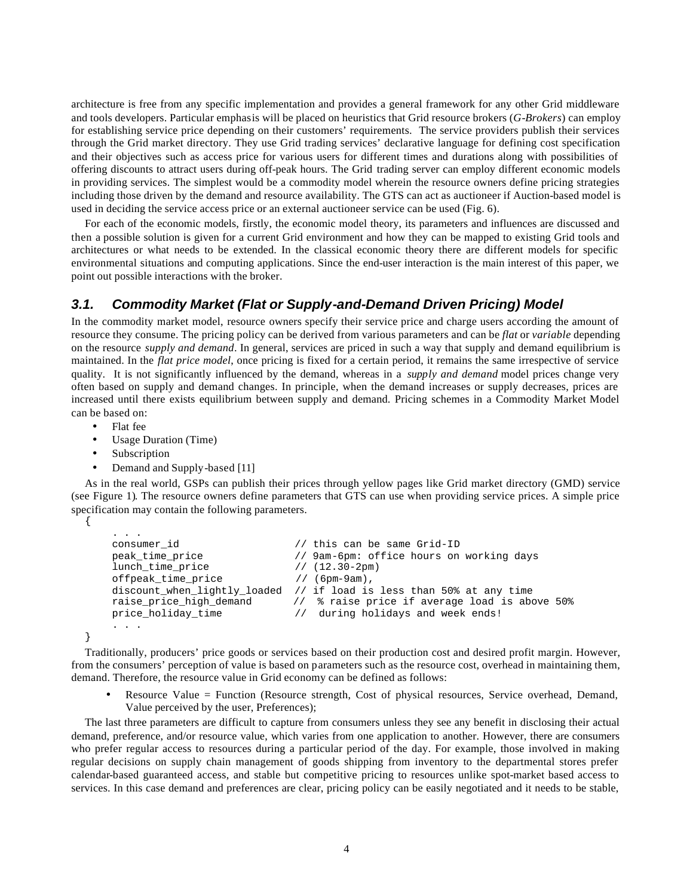architecture is free from any specific implementation and provides a general framework for any other Grid middleware and tools developers. Particular emphasis will be placed on heuristics that Grid resource brokers (*G-Brokers*) can employ for establishing service price depending on their customers' requirements. The service providers publish their services through the Grid market directory. They use Grid trading services' declarative language for defining cost specification and their objectives such as access price for various users for different times and durations along with possibilities of offering discounts to attract users during off-peak hours. The Grid trading server can employ different economic models in providing services. The simplest would be a commodity model wherein the resource owners define pricing strategies including those driven by the demand and resource availability. The GTS can act as auctioneer if Auction-based model is used in deciding the service access price or an external auctioneer service can be used (Fig. 6).

For each of the economic models, firstly, the economic model theory, its parameters and influences are discussed and then a possible solution is given for a current Grid environment and how they can be mapped to existing Grid tools and architectures or what needs to be extended. In the classical economic theory there are different models for specific environmental situations and computing applications. Since the end-user interaction is the main interest of this paper, we point out possible interactions with the broker.

## 3.1. Commodity Market (Flat or Supply-and-Demand Driven Pricing) Model

In the commodity market model, resource owners specify their service price and charge users according the amount of resource they consume. The pricing policy can be derived from various parameters and can be *flat* or *variable* depending on the resource *supply and demand*. In general, services are priced in such a way that supply and demand equilibrium is maintained. In the *flat price model*, once pricing is fixed for a certain period, it remains the same irrespective of service quality. It is not significantly influenced by the demand, whereas in a *supply and demand* model prices change very often based on supply and demand changes. In principle, when the demand increases or supply decreases, prices are increased until there exists equilibrium between supply and demand. Pricing schemes in a Commodity Market Model can be based on:

- Flat fee
- Usage Duration (Time)
- Subscription
- Demand and Supply-based [11]

As in the real world, GSPs can publish their prices through yellow pages like Grid market directory (GMD) service (see Figure 1). The resource owners define parameters that GTS can use when providing service prices. A simple price specification may contain the following parameters.

```
{
    . . .
    consumer_id                  // this can be same Grid-ID
    peak_time_price              // 9am-6pm: office hours on working days
    lunch_time_price             // (12.30-2pm)
    offpeak_time_price           // (6pm-9am),
    discount_when_lightly_loaded // if load is less than 50% at any time
    raise_price_high_demand      //  % raise price if average load is above 50%
    price_holiday_time           //  during holidays and week ends!
    . . .
}
```

Traditionally, producers' price goods or services based on their production cost and desired profit margin. However, from the consumers' perception of value is based on parameters such as the resource cost, overhead in maintaining them, demand. Therefore, the resource value in Grid economy can be defined as follows:

- Resource Value = Function (Resource strength, Cost of physical resources, Service overhead, Demand, Value perceived by the user, Preferences);

The last three parameters are difficult to capture from consumers unless they see any benefit in disclosing their actual demand, preference, and/or resource value, which varies from one application to another. However, there are consumers who prefer regular access to resources during a particular period of the day. For example, those involved in making regular decisions on supply chain management of goods shipping from inventory to the departmental stores prefer calendar-based guaranteed access, and stable but competitive pricing to resources unlike spot-market based access to services. In this case demand and preferences are clear, pricing policy can be easily negotiated and it needs to be stable,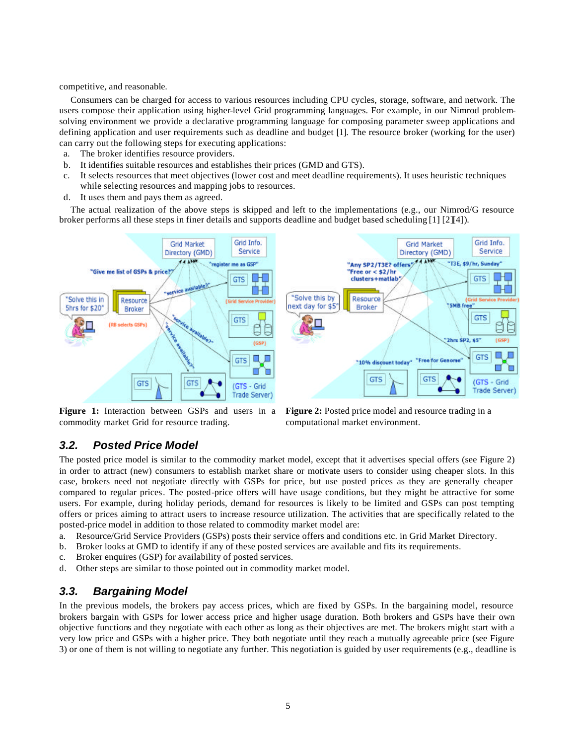competitive, and reasonable.

Consumers can be charged for access to various resources including CPU cycles, storage, software, and network. The users compose their application using higher-level Grid programming languages. For example, in our Nimrod problem-solving environment we provide a declarative programming language for composing parameter sweep applications and defining application and user requirements such as deadline and budget [1]. The resource broker (working for the user) can carry out the following steps for executing applications:

a. The broker identifies resource providers.
b. It identifies suitable resources and establishes their prices (GMD and GTS).
c. It selects resources that meet objectives (lower cost and meet deadline requirements). It uses heuristic techniques while selecting resources and mapping jobs to resources.
d. It uses them and pays them as agreed.

The actual realization of the above steps is skipped and left to the implementations (e.g., our Nimrod/G resource broker performs all these steps in finer details and supports deadline and budget based scheduling [1] [2][4]).

**Figure 1:** Interaction between GSPs and users in a commodity market Grid for resource trading.

**Figure 2:** Posted price model and resource trading in a computational market environment.

## 3.2. Posted Price Model

The posted price model is similar to the commodity market model, except that it advertises special offers (see Figure 2) in order to attract (new) consumers to establish market share or motivate users to consider using cheaper slots. In this case, brokers need not negotiate directly with GSPs for price, but use posted prices as they are generally cheaper compared to regular prices. The posted-price offers will have usage conditions, but they might be attractive for some users. For example, during holiday periods, demand for resources is likely to be limited and GSPs can post tempting offers or prices aiming to attract users to increase resource utilization. The activities that are specifically related to the posted-price model in addition to those related to commodity market model are:

a. Resource/Grid Service Providers (GSPs) posts their service offers and conditions etc. in Grid Market Directory.
b. Broker looks at GMD to identify if any of these posted services are available and fits its requirements.
c. Broker enquires (GSP) for availability of posted services.
d. Other steps are similar to those pointed out in commodity market model.

## 3.3. Bargaining Model

In the previous models, the brokers pay access prices, which are fixed by GSPs. In the bargaining model, resource brokers bargain with GSPs for lower access price and higher usage duration. Both brokers and GSPs have their own objective functions and they negotiate with each other as long as their objectives are met. The brokers might start with a very low price and GSPs with a higher price. They both negotiate until they reach a mutually agreeable price (see Figure 3) or one of them is not willing to negotiate any further. This negotiation is guided by user requirements (e.g., deadline is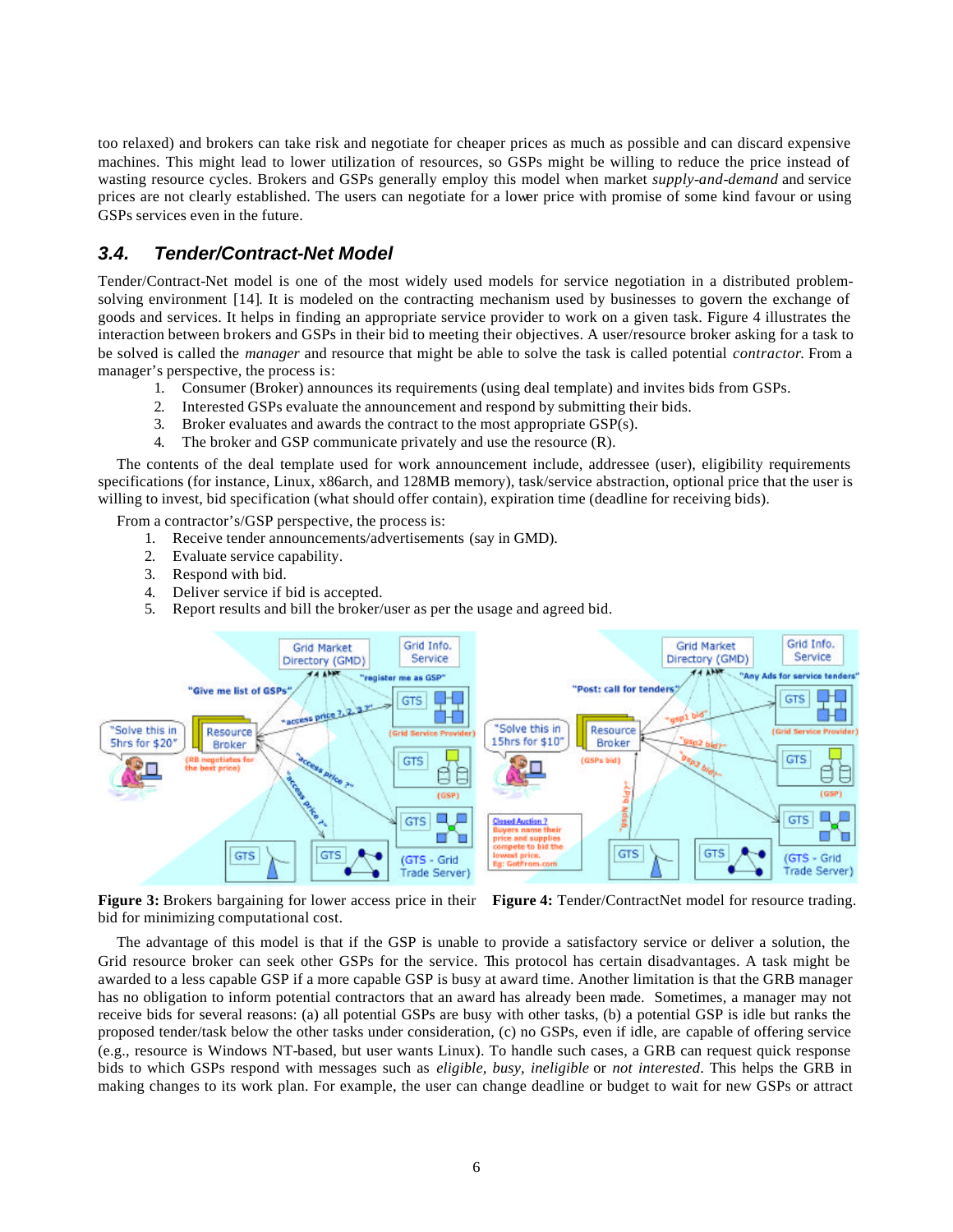too relaxed) and brokers can take risk and negotiate for cheaper prices as much as possible and can discard expensive machines. This might lead to lower utilization of resources, so GSPs might be willing to reduce the price instead of wasting resource cycles. Brokers and GSPs generally employ this model when market *supply-and-demand* and service prices are not clearly established. The users can negotiate for a lower price with promise of some kind favour or using GSPs services even in the future.

## 3.4. Tender/Contract-Net Model

Tender/Contract-Net model is one of the most widely used models for service negotiation in a distributed problem-solving environment [14]. It is modeled on the contracting mechanism used by businesses to govern the exchange of goods and services. It helps in finding an appropriate service provider to work on a given task. Figure 4 illustrates the interaction between brokers and GSPs in their bid to meeting their objectives. A user/resource broker asking for a task to be solved is called the *manager* and resource that might be able to solve the task is called potential *contractor.* From a manager's perspective, the process is:

1. Consumer (Broker) announces its requirements (using deal template) and invites bids from GSPs.
2. Interested GSPs evaluate the announcement and respond by submitting their bids.
3. Broker evaluates and awards the contract to the most appropriate GSP(s).
4. The broker and GSP communicate privately and use the resource (R).

The contents of the deal template used for work announcement include, addressee (user), eligibility requirements specifications (for instance, Linux, x86arch, and 128MB memory), task/service abstraction, optional price that the user is willing to invest, bid specification (what should offer contain), expiration time (deadline for receiving bids).

From a contractor's/GSP perspective, the process is:

1. Receive tender announcements/advertisements (say in GMD).
2. Evaluate service capability.
3. Respond with bid.
4. Deliver service if bid is accepted.
5. Report results and bill the broker/user as per the usage and agreed bid.

**Figure 3:** Brokers bargaining for lower access price in their bid for minimizing computational cost.

**Figure 4:** Tender/ContractNet model for resource trading.

The advantage of this model is that if the GSP is unable to provide a satisfactory service or deliver a solution, the Grid resource broker can seek other GSPs for the service. This protocol has certain disadvantages. A task might be awarded to a less capable GSP if a more capable GSP is busy at award time. Another limitation is that the GRB manager has no obligation to inform potential contractors that an award has already been made. Sometimes, a manager may not receive bids for several reasons: (a) all potential GSPs are busy with other tasks, (b) a potential GSP is idle but ranks the proposed tender/task below the other tasks under consideration, (c) no GSPs, even if idle, are capable of offering service (e.g., resource is Windows NT-based, but user wants Linux). To handle such cases, a GRB can request quick response bids to which GSPs respond with messages such as *eligible*, *busy*, *ineligible* or *not interested*. This helps the GRB in making changes to its work plan. For example, the user can change deadline or budget to wait for new GSPs or attract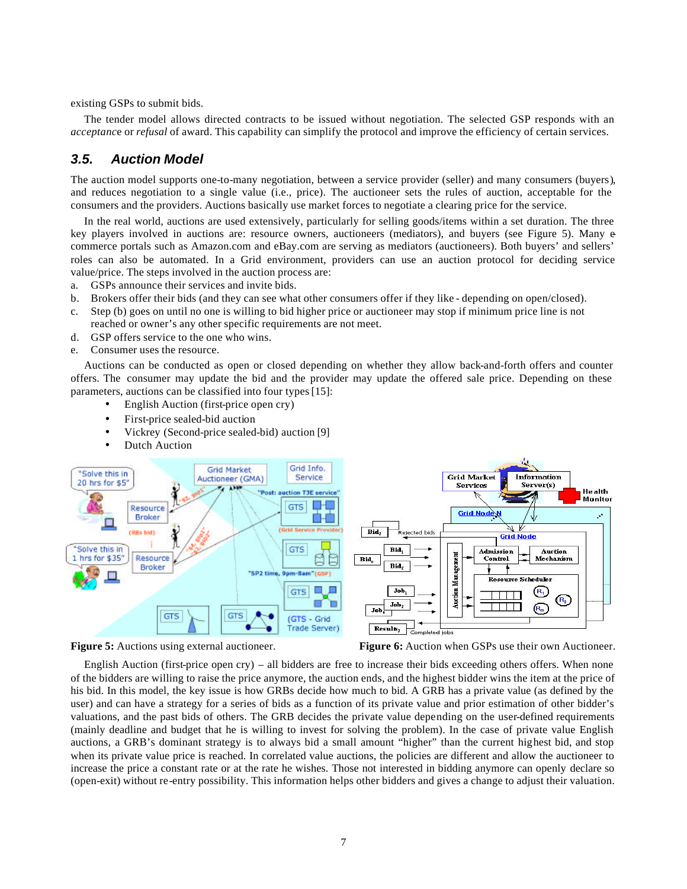existing GSPs to submit bids.

The tender model allows directed contracts to be issued without negotiation. The selected GSP responds with an *acceptance* or *refusal* of award. This capability can simplify the protocol and improve the efficiency of certain services.

### 3.5. Auction Model

The auction model supports one-to-many negotiation, between a service provider (seller) and many consumers (buyers), and reduces negotiation to a single value (i.e., price). The auctioneer sets the rules of auction, acceptable for the consumers and the providers. Auctions basically use market forces to negotiate a clearing price for the service.

In the real world, auctions are used extensively, particularly for selling goods/items within a set duration. The three key players involved in auctions are: resource owners, auctioneers (mediators), and buyers (see Figure 5). Many e-commerce portals such as Amazon.com and eBay.com are serving as mediators (auctioneers). Both buyers' and sellers' roles can also be automated. In a Grid environment, providers can use an auction protocol for deciding service value/price. The steps involved in the auction process are:

a. GSPs announce their services and invite bids.
b. Brokers offer their bids (and they can see what other consumers offer if they like - depending on open/closed).
c. Step (b) goes on until no one is willing to bid higher price or auctioneer may stop if minimum price line is not reached or owner's any other specific requirements are not meet.
d. GSP offers service to the one who wins.
e. Consumer uses the resource.

Auctions can be conducted as open or closed depending on whether they allow back-and-forth offers and counter offers. The consumer may update the bid and the provider may update the offered sale price. Depending on these parameters, auctions can be classified into four types [15]:

- English Auction (first-price open cry)
- First-price sealed-bid auction
- Vickrey (Second-price sealed-bid) auction [9]
- Dutch Auction

**Figure 5:** Auctions using external auctioneer.

**Figure 6:** Auction when GSPs use their own Auctioneer.

English Auction (first-price open cry) – all bidders are free to increase their bids exceeding others offers. When none of the bidders are willing to raise the price anymore, the auction ends, and the highest bidder wins the item at the price of his bid. In this model, the key issue is how GRBs decide how much to bid. A GRB has a private value (as defined by the user) and can have a strategy for a series of bids as a function of its private value and prior estimation of other bidder's valuations, and the past bids of others. The GRB decides the private value depending on the user-defined requirements (mainly deadline and budget that he is willing to invest for solving the problem). In the case of private value English auctions, a GRB's dominant strategy is to always bid a small amount "higher" than the current highest bid, and stop when its private value price is reached. In correlated value auctions, the policies are different and allow the auctioneer to increase the price a constant rate or at the rate he wishes. Those not interested in bidding anymore can openly declare so (open-exit) without re-entry possibility. This information helps other bidders and gives a change to adjust their valuation.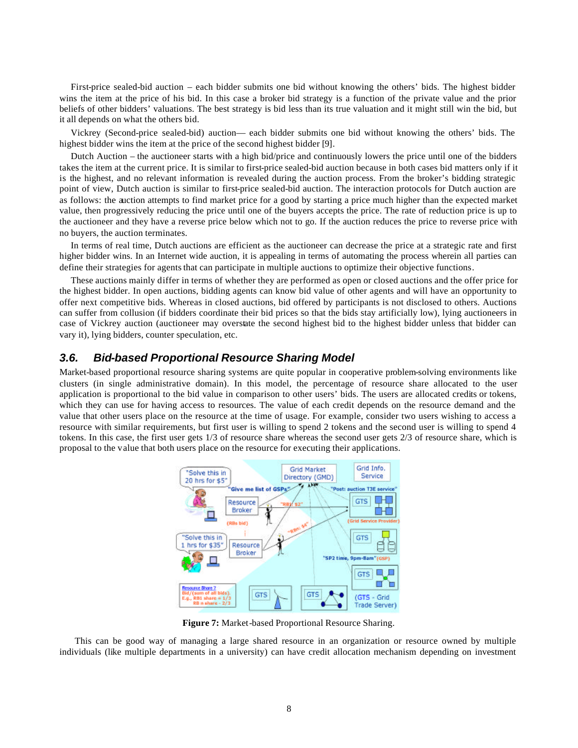First-price sealed-bid auction – each bidder submits one bid without knowing the others' bids. The highest bidder wins the item at the price of his bid. In this case a broker bid strategy is a function of the private value and the prior beliefs of other bidders' valuations. The best strategy is bid less than its true valuation and it might still win the bid, but it all depends on what the others bid.

Vickrey (Second-price sealed-bid) auction— each bidder submits one bid without knowing the others' bids. The highest bidder wins the item at the price of the second highest bidder [9].

Dutch Auction – the auctioneer starts with a high bid/price and continuously lowers the price until one of the bidders takes the item at the current price. It is similar to first-price sealed-bid auction because in both cases bid matters only if it is the highest, and no relevant information is revealed during the auction process. From the broker's bidding strategic point of view, Dutch auction is similar to first-price sealed-bid auction. The interaction protocols for Dutch auction are as follows: the auction attempts to find market price for a good by starting a price much higher than the expected market value, then progressively reducing the price until one of the buyers accepts the price. The rate of reduction price is up to the auctioneer and they have a reverse price below which not to go. If the auction reduces the price to reverse price with no buyers, the auction terminates.

In terms of real time, Dutch auctions are efficient as the auctioneer can decrease the price at a strategic rate and first higher bidder wins. In an Internet wide auction, it is appealing in terms of automating the process wherein all parties can define their strategies for agents that can participate in multiple auctions to optimize their objective functions.

These auctions mainly differ in terms of whether they are performed as open or closed auctions and the offer price for the highest bidder. In open auctions, bidding agents can know bid value of other agents and will have an opportunity to offer next competitive bids. Whereas in closed auctions, bid offered by participants is not disclosed to others. Auctions can suffer from collusion (if bidders coordinate their bid prices so that the bids stay artificially low), lying auctioneers in case of Vickrey auction (auctioneer may overstate the second highest bid to the highest bidder unless that bidder can vary it), lying bidders, counter speculation, etc.

### 3.6. Bid-based Proportional Resource Sharing Model

Market-based proportional resource sharing systems are quite popular in cooperative problem-solving environments like clusters (in single administrative domain). In this model, the percentage of resource share allocated to the user application is proportional to the bid value in comparison to other users' bids. The users are allocated credits or tokens, which they can use for having access to resources. The value of each credit depends on the resource demand and the value that other users place on the resource at the time of usage. For example, consider two users wishing to access a resource with similar requirements, but first user is willing to spend 2 tokens and the second user is willing to spend 4 tokens. In this case, the first user gets 1/3 of resource share whereas the second user gets 2/3 of resource share, which is proposal to the value that both users place on the resource for executing their applications.

"Solve this in 20 hrs for $5"

"Give me list of GSPs"

Grid Market Directory (GMD)

Grid Info. Service

"Post: auction T3E service"

Resource Broker

"RB1: $2"

GTS

(Grid Service Provider)

(RBs bid)

"Solve this in 1 hrs for $35"

Resource Broker

"RBn: $4"

GTS

"SP2 time, 9pm-8am" (GSP)

GTS

Resource Share ? Bid/(sum of all bids). E.g., RB1 share = 1/3 RB n share = 2/3

GTS

GTS

(GTS - Grid Trade Server)

**Figure 7:** Market-based Proportional Resource Sharing.

This can be good way of managing a large shared resource in an organization or resource owned by multiple individuals (like multiple departments in a university) can have credit allocation mechanism depending on investment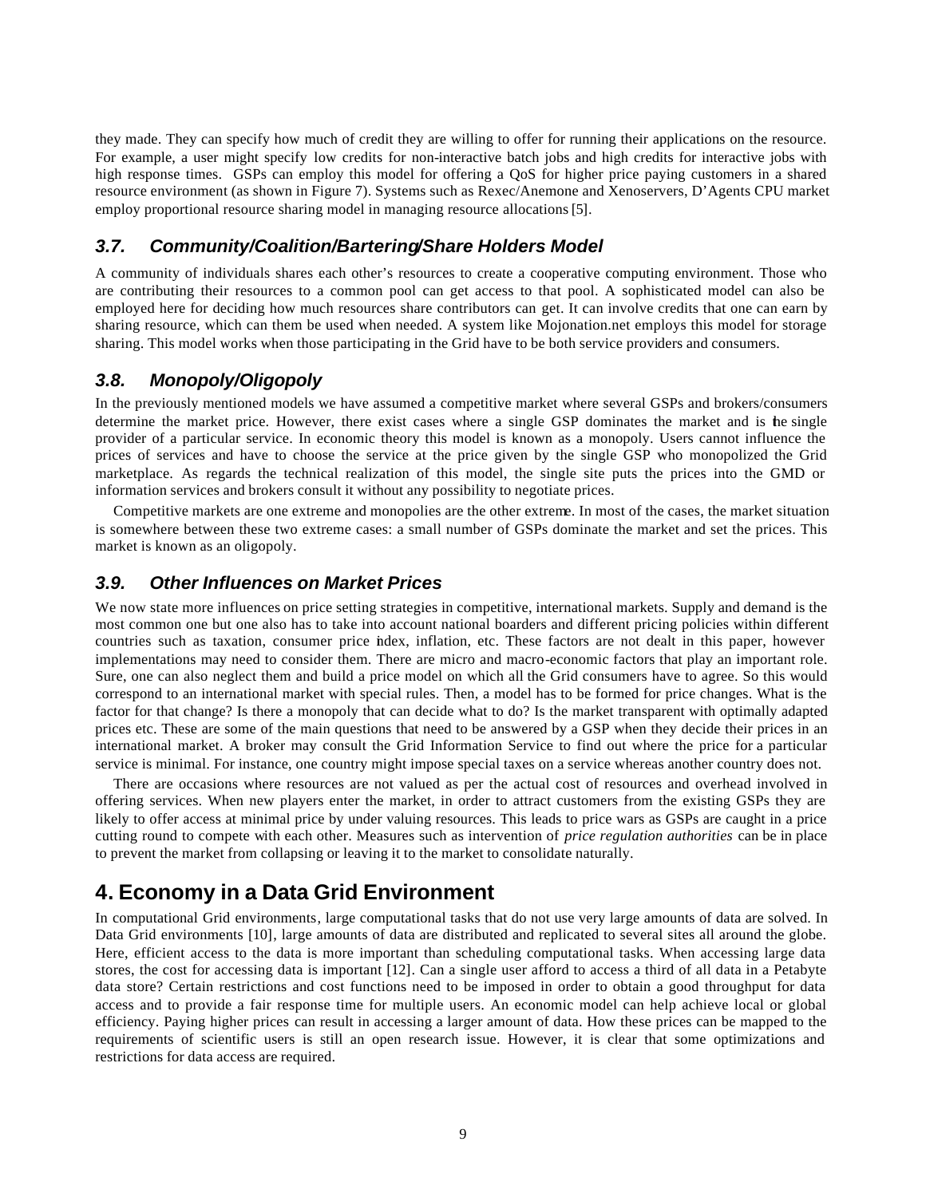they made. They can specify how much of credit they are willing to offer for running their applications on the resource. For example, a user might specify low credits for non-interactive batch jobs and high credits for interactive jobs with high response times. GSPs can employ this model for offering a QoS for higher price paying customers in a shared resource environment (as shown in Figure 7). Systems such as Rexec/Anemone and Xenoservers, D'Agents CPU market employ proportional resource sharing model in managing resource allocations [5].

### 3.7. Community/Coalition/Bartering/Share Holders Model

A community of individuals shares each other's resources to create a cooperative computing environment. Those who are contributing their resources to a common pool can get access to that pool. A sophisticated model can also be employed here for deciding how much resources share contributors can get. It can involve credits that one can earn by sharing resource, which can them be used when needed. A system like Mojonation.net employs this model for storage sharing. This model works when those participating in the Grid have to be both service providers and consumers.

### 3.8. Monopoly/Oligopoly

In the previously mentioned models we have assumed a competitive market where several GSPs and brokers/consumers determine the market price. However, there exist cases where a single GSP dominates the market and is the single provider of a particular service. In economic theory this model is known as a monopoly. Users cannot influence the prices of services and have to choose the service at the price given by the single GSP who monopolized the Grid marketplace. As regards the technical realization of this model, the single site puts the prices into the GMD or information services and brokers consult it without any possibility to negotiate prices.

Competitive markets are one extreme and monopolies are the other extreme. In most of the cases, the market situation is somewhere between these two extreme cases: a small number of GSPs dominate the market and set the prices. This market is known as an oligopoly.

### 3.9. Other Influences on Market Prices

We now state more influences on price setting strategies in competitive, international markets. Supply and demand is the most common one but one also has to take into account national boarders and different pricing policies within different countries such as taxation, consumer price index, inflation, etc. These factors are not dealt in this paper, however implementations may need to consider them. There are micro and macro-economic factors that play an important role. Sure, one can also neglect them and build a price model on which all the Grid consumers have to agree. So this would correspond to an international market with special rules. Then, a model has to be formed for price changes. What is the factor for that change? Is there a monopoly that can decide what to do? Is the market transparent with optimally adapted prices etc. These are some of the main questions that need to be answered by a GSP when they decide their prices in an international market. A broker may consult the Grid Information Service to find out where the price for a particular service is minimal. For instance, one country might impose special taxes on a service whereas another country does not.

There are occasions where resources are not valued as per the actual cost of resources and overhead involved in offering services. When new players enter the market, in order to attract customers from the existing GSPs they are likely to offer access at minimal price by under valuing resources. This leads to price wars as GSPs are caught in a price cutting round to compete with each other. Measures such as intervention of *price regulation authorities* can be in place to prevent the market from collapsing or leaving it to the market to consolidate naturally.

## 4. Economy in a Data Grid Environment

In computational Grid environments, large computational tasks that do not use very large amounts of data are solved. In Data Grid environments [10], large amounts of data are distributed and replicated to several sites all around the globe. Here, efficient access to the data is more important than scheduling computational tasks. When accessing large data stores, the cost for accessing data is important [12]. Can a single user afford to access a third of all data in a Petabyte data store? Certain restrictions and cost functions need to be imposed in order to obtain a good throughput for data access and to provide a fair response time for multiple users. An economic model can help achieve local or global efficiency. Paying higher prices can result in accessing a larger amount of data. How these prices can be mapped to the requirements of scientific users is still an open research issue. However, it is clear that some optimizations and restrictions for data access are required.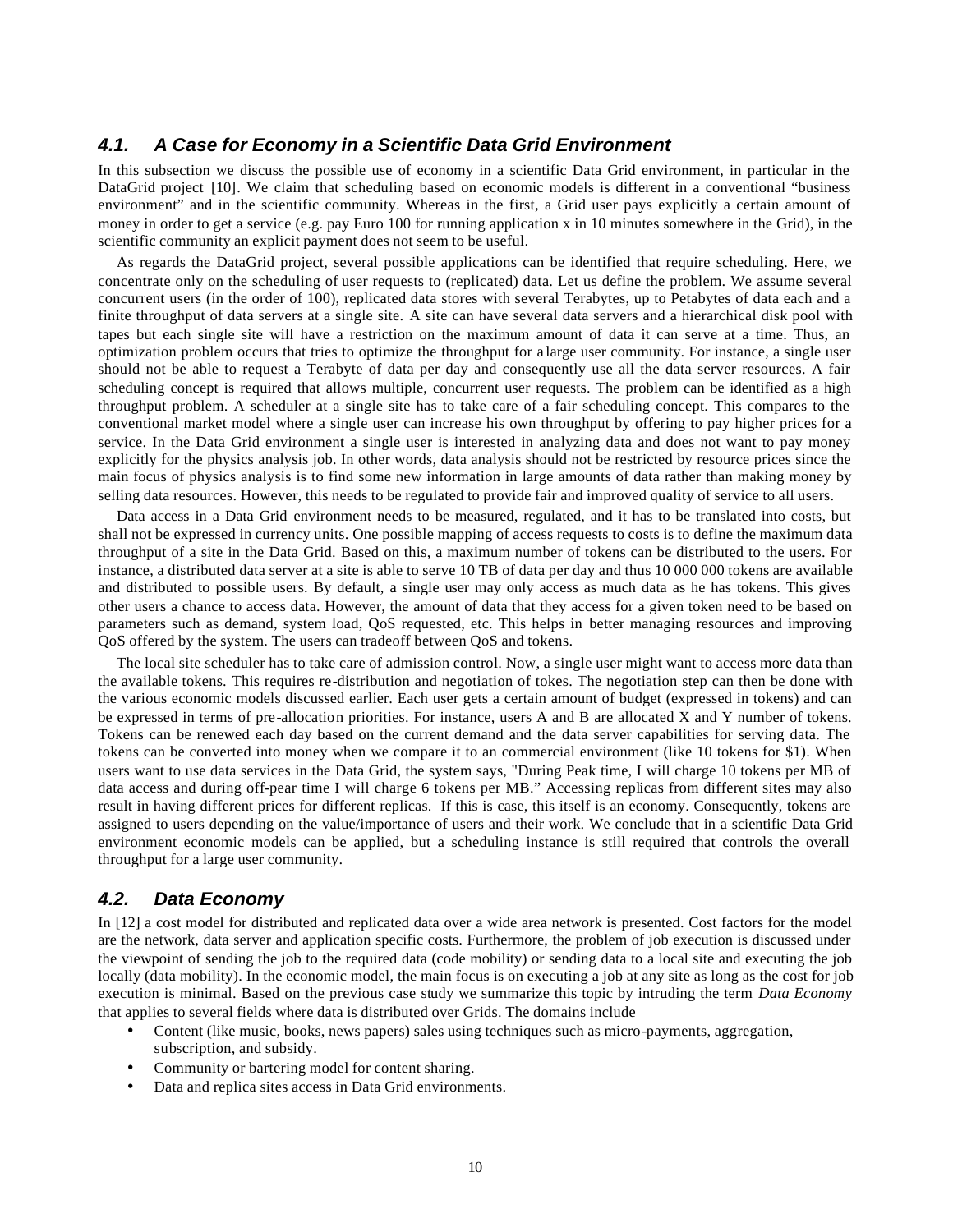### 4.1. A Case for Economy in a Scientific Data Grid Environment

In this subsection we discuss the possible use of economy in a scientific Data Grid environment, in particular in the DataGrid project [10]. We claim that scheduling based on economic models is different in a conventional "business environment" and in the scientific community. Whereas in the first, a Grid user pays explicitly a certain amount of money in order to get a service (e.g. pay Euro 100 for running application x in 10 minutes somewhere in the Grid), in the scientific community an explicit payment does not seem to be useful.

As regards the DataGrid project, several possible applications can be identified that require scheduling. Here, we concentrate only on the scheduling of user requests to (replicated) data. Let us define the problem. We assume several concurrent users (in the order of 100), replicated data stores with several Terabytes, up to Petabytes of data each and a finite throughput of data servers at a single site. A site can have several data servers and a hierarchical disk pool with tapes but each single site will have a restriction on the maximum amount of data it can serve at a time. Thus, an optimization problem occurs that tries to optimize the throughput for a large user community. For instance, a single user should not be able to request a Terabyte of data per day and consequently use all the data server resources. A fair scheduling concept is required that allows multiple, concurrent user requests. The problem can be identified as a high throughput problem. A scheduler at a single site has to take care of a fair scheduling concept. This compares to the conventional market model where a single user can increase his own throughput by offering to pay higher prices for a service. In the Data Grid environment a single user is interested in analyzing data and does not want to pay money explicitly for the physics analysis job. In other words, data analysis should not be restricted by resource prices since the main focus of physics analysis is to find some new information in large amounts of data rather than making money by selling data resources. However, this needs to be regulated to provide fair and improved quality of service to all users.

Data access in a Data Grid environment needs to be measured, regulated, and it has to be translated into costs, but shall not be expressed in currency units. One possible mapping of access requests to costs is to define the maximum data throughput of a site in the Data Grid. Based on this, a maximum number of tokens can be distributed to the users. For instance, a distributed data server at a site is able to serve 10 TB of data per day and thus 10 000 000 tokens are available and distributed to possible users. By default, a single user may only access as much data as he has tokens. This gives other users a chance to access data. However, the amount of data that they access for a given token need to be based on parameters such as demand, system load, QoS requested, etc. This helps in better managing resources and improving QoS offered by the system. The users can tradeoff between QoS and tokens.

The local site scheduler has to take care of admission control. Now, a single user might want to access more data than the available tokens. This requires re-distribution and negotiation of tokes. The negotiation step can then be done with the various economic models discussed earlier. Each user gets a certain amount of budget (expressed in tokens) and can be expressed in terms of pre-allocation priorities. For instance, users A and B are allocated X and Y number of tokens. Tokens can be renewed each day based on the current demand and the data server capabilities for serving data. The tokens can be converted into money when we compare it to an commercial environment (like 10 tokens for $1). When users want to use data services in the Data Grid, the system says, "During Peak time, I will charge 10 tokens per MB of data access and during off-pear time I will charge 6 tokens per MB." Accessing replicas from different sites may also result in having different prices for different replicas. If this is case, this itself is an economy. Consequently, tokens are assigned to users depending on the value/importance of users and their work. We conclude that in a scientific Data Grid environment economic models can be applied, but a scheduling instance is still required that controls the overall throughput for a large user community.

### 4.2. Data Economy

In [12] a cost model for distributed and replicated data over a wide area network is presented. Cost factors for the model are the network, data server and application specific costs. Furthermore, the problem of job execution is discussed under the viewpoint of sending the job to the required data (code mobility) or sending data to a local site and executing the job locally (data mobility). In the economic model, the main focus is on executing a job at any site as long as the cost for job execution is minimal. Based on the previous case study we summarize this topic by intruding the term *Data Economy* that applies to several fields where data is distributed over Grids. The domains include

- Content (like music, books, news papers) sales using techniques such as micro-payments, aggregation, subscription, and subsidy.
- Community or bartering model for content sharing.
- Data and replica sites access in Data Grid environments.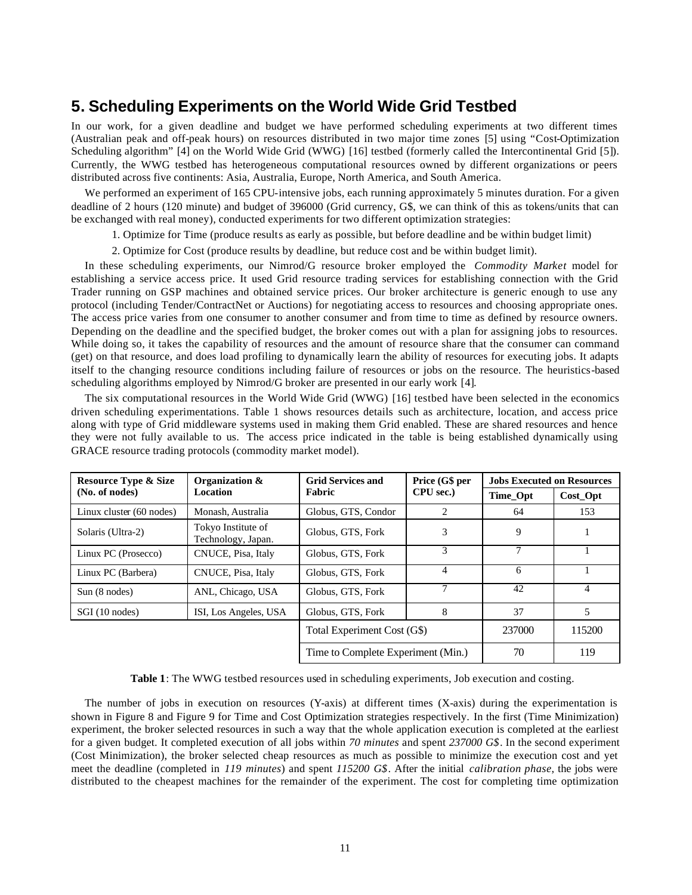## 5. Scheduling Experiments on the World Wide Grid Testbed

In our work, for a given deadline and budget we have performed scheduling experiments at two different times (Australian peak and off-peak hours) on resources distributed in two major time zones [5] using "Cost-Optimization Scheduling algorithm" [4] on the World Wide Grid (WWG) [16] testbed (formerly called the Intercontinental Grid [5]). Currently, the WWG testbed has heterogeneous computational resources owned by different organizations or peers distributed across five continents: Asia, Australia, Europe, North America, and South America.

We performed an experiment of 165 CPU-intensive jobs, each running approximately 5 minutes duration. For a given deadline of 2 hours (120 minute) and budget of 396000 (Grid currency, G$, we can think of this as tokens/units that can be exchanged with real money), conducted experiments for two different optimization strategies:

1. Optimize for Time (produce results as early as possible, but before deadline and be within budget limit)
2. Optimize for Cost (produce results by deadline, but reduce cost and be within budget limit).

In these scheduling experiments, our Nimrod/G resource broker employed the *Commodity Market* model for establishing a service access price. It used Grid resource trading services for establishing connection with the Grid Trader running on GSP machines and obtained service prices. Our broker architecture is generic enough to use any protocol (including Tender/ContractNet or Auctions) for negotiating access to resources and choosing appropriate ones. The access price varies from one consumer to another consumer and from time to time as defined by resource owners. Depending on the deadline and the specified budget, the broker comes out with a plan for assigning jobs to resources. While doing so, it takes the capability of resources and the amount of resource share that the consumer can command (get) on that resource, and does load profiling to dynamically learn the ability of resources for executing jobs. It adapts itself to the changing resource conditions including failure of resources or jobs on the resource. The heuristics-based scheduling algorithms employed by Nimrod/G broker are presented in our early work [4].

The six computational resources in the World Wide Grid (WWG) [16] testbed have been selected in the economics driven scheduling experimentations. Table 1 shows resources details such as architecture, location, and access price along with type of Grid middleware systems used in making them Grid enabled. These are shared resources and hence they were not fully available to us. The access price indicated in the table is being established dynamically using GRACE resource trading protocols (commodity market model).

| Resource Type & Size (No. of nodes) | Organization & Location | Grid Services and Fabric | Price (G$ per CPU sec.) | Jobs Executed on Resources | |
|---|---|---|---|---|---|
| | | | | Time_Opt | Cost_Opt |
| Linux cluster (60 nodes) | Monash, Australia | Globus, GTS, Condor | 2 | 64 | 153 |
| Solaris (Ultra-2) | Tokyo Institute of Technology, Japan. | Globus, GTS, Fork | 3 | 9 | 1 |
| Linux PC (Prosecco) | CNUCE, Pisa, Italy | Globus, GTS, Fork | 3 | 7 | 1 |
| Linux PC (Barbera) | CNUCE, Pisa, Italy | Globus, GTS, Fork | 4 | 6 | 1 |
| Sun (8 nodes) | ANL, Chicago, USA | Globus, GTS, Fork | 7 | 42 | 4 |
| SGI (10 nodes) | ISI, Los Angeles, USA | Globus, GTS, Fork | 8 | 37 | 5 |
| | | Total Experiment Cost (G$) | | 237000 | 115200 |
| | | Time to Complete Experiment (Min.) | | 70 | 119 |

**Table 1**: The WWG testbed resources used in scheduling experiments, Job execution and costing.

The number of jobs in execution on resources (Y-axis) at different times (X-axis) during the experimentation is shown in Figure 8 and Figure 9 for Time and Cost Optimization strategies respectively. In the first (Time Minimization) experiment, the broker selected resources in such a way that the whole application execution is completed at the earliest for a given budget. It completed execution of all jobs within *70 minutes* and spent *237000 G$*. In the second experiment (Cost Minimization), the broker selected cheap resources as much as possible to minimize the execution cost and yet meet the deadline (completed in *119 minutes*) and spent *115200 G$*. After the initial *calibration phase*, the jobs were distributed to the cheapest machines for the remainder of the experiment. The cost for completing time optimization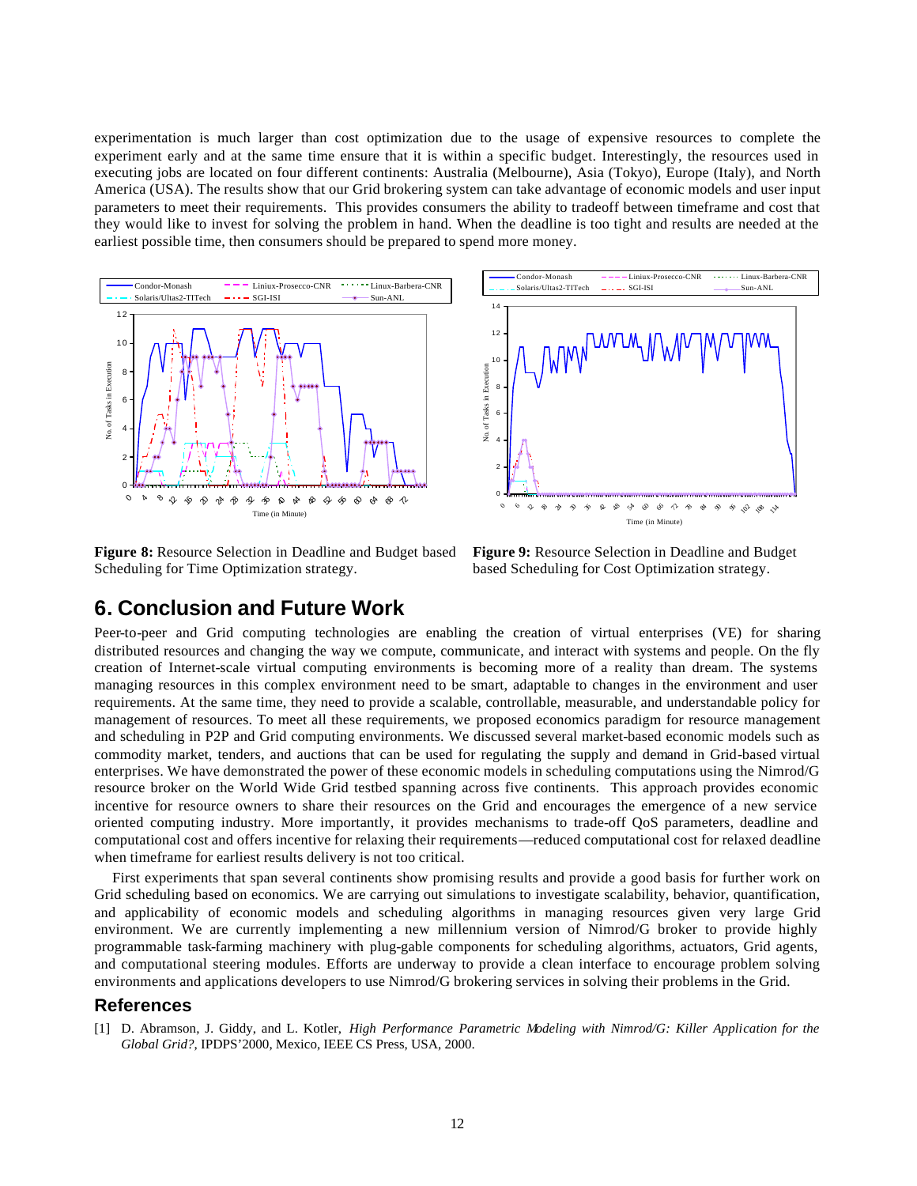experimentation is much larger than cost optimization due to the usage of expensive resources to complete the experiment early and at the same time ensure that it is within a specific budget. Interestingly, the resources used in executing jobs are located on four different continents: Australia (Melbourne), Asia (Tokyo), Europe (Italy), and North America (USA). The results show that our Grid brokering system can take advantage of economic models and user input parameters to meet their requirements. This provides consumers the ability to tradeoff between timeframe and cost that they would like to invest for solving the problem in hand. When the deadline is too tight and results are needed at the earliest possible time, then consumers should be prepared to spend more money.

**Figure 8:** Resource Selection in Deadline and Budget based Scheduling for Time Optimization strategy.

**Figure 9:** Resource Selection in Deadline and Budget based Scheduling for Cost Optimization strategy.

## 6. Conclusion and Future Work

Peer-to-peer and Grid computing technologies are enabling the creation of virtual enterprises (VE) for sharing distributed resources and changing the way we compute, communicate, and interact with systems and people. On the fly creation of Internet-scale virtual computing environments is becoming more of a reality than dream. The systems managing resources in this complex environment need to be smart, adaptable to changes in the environment and user requirements. At the same time, they need to provide a scalable, controllable, measurable, and understandable policy for management of resources. To meet all these requirements, we proposed economics paradigm for resource management and scheduling in P2P and Grid computing environments. We discussed several market-based economic models such as commodity market, tenders, and auctions that can be used for regulating the supply and demand in Grid-based virtual enterprises. We have demonstrated the power of these economic models in scheduling computations using the Nimrod/G resource broker on the World Wide Grid testbed spanning across five continents. This approach provides economic incentive for resource owners to share their resources on the Grid and encourages the emergence of a new service oriented computing industry. More importantly, it provides mechanisms to trade-off QoS parameters, deadline and computational cost and offers incentive for relaxing their requirements—reduced computational cost for relaxed deadline when timeframe for earliest results delivery is not too critical.

First experiments that span several continents show promising results and provide a good basis for further work on Grid scheduling based on economics. We are carrying out simulations to investigate scalability, behavior, quantification, and applicability of economic models and scheduling algorithms in managing resources given very large Grid environment. We are currently implementing a new millennium version of Nimrod/G broker to provide highly programmable task-farming machinery with plug-gable components for scheduling algorithms, actuators, Grid agents, and computational steering modules. Efforts are underway to provide a clean interface to encourage problem solving environments and applications developers to use Nimrod/G brokering services in solving their problems in the Grid.

## References

[1] D. Abramson, J. Giddy, and L. Kotler, *High Performance Parametric Modeling with Nimrod/G: Killer Application for the Global Grid?*, IPDPS'2000, Mexico, IEEE CS Press, USA, 2000.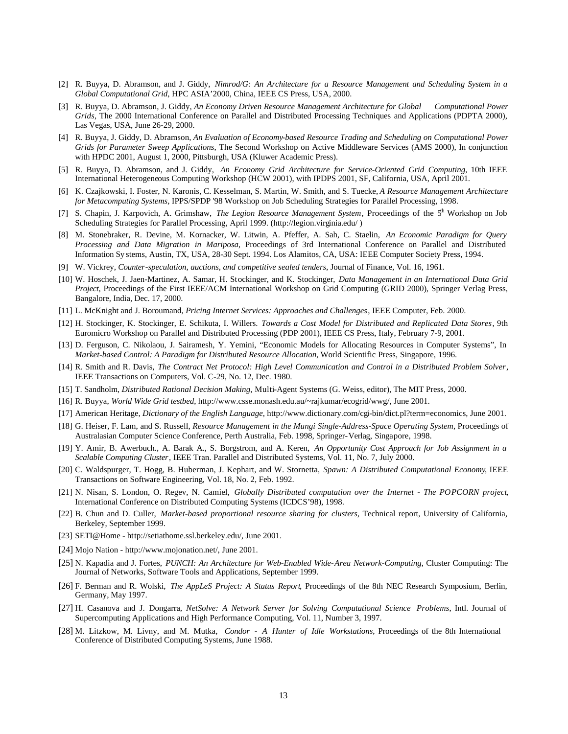[2] R. Buyya, D. Abramson, and J. Giddy, *Nimrod/G: An Architecture for a Resource Management and Scheduling System in a Global Computational Grid*, HPC ASIA'2000, China, IEEE CS Press, USA, 2000.

[3] R. Buyya, D. Abramson, J. Giddy, *An Economy Driven Resource Management Architecture for Global Computational Power Grids*, The 2000 International Conference on Parallel and Distributed Processing Techniques and Applications (PDPTA 2000), Las Vegas, USA, June 26-29, 2000.

[4] R. Buyya, J. Giddy, D. Abramson, *An Evaluation of Economy-based Resource Trading and Scheduling on Computational Power Grids for Parameter Sweep Applications*, The Second Workshop on Active Middleware Services (AMS 2000), In conjunction with HPDC 2001, August 1, 2000, Pittsburgh, USA (Kluwer Academic Press).

[5] R. Buyya, D. Abramson, and J. Giddy, *An Economy Grid Architecture for Service-Oriented Grid Computing*, 10th IEEE International Heterogeneous Computing Workshop (HCW 2001), with IPDPS 2001, SF, California, USA, April 2001.

[6] K. Czajkowski, I. Foster, N. Karonis, C. Kesselman, S. Martin, W. Smith, and S. Tuecke, *A Resource Management Architecture for Metacomputing Systems*, IPPS/SPDP '98 Workshop on Job Scheduling Strategies for Parallel Processing, 1998.

[7] S. Chapin, J. Karpovich, A. Grimshaw, *The Legion Resource Management System*, Proceedings of the 5th Workshop on Job Scheduling Strategies for Parallel Processing, April 1999. (http://legion.virginia.edu/ )

[8] M. Stonebraker, R. Devine, M. Kornacker, W. Litwin, A. Pfeffer, A. Sah, C. Staelin, *An Economic Paradigm for Query Processing and Data Migration in Mariposa*, Proceedings of 3rd International Conference on Parallel and Distributed Information Systems, Austin, TX, USA, 28-30 Sept. 1994. Los Alamitos, CA, USA: IEEE Computer Society Press, 1994.

[9] W. Vickrey, *Counter-speculation, auctions, and competitive sealed tenders*, Journal of Finance, Vol. 16, 1961.

[10] W. Hoschek, J. Jaen-Martinez, A. Samar, H. Stockinger, and K. Stockinger, *Data Management in an International Data Grid Project*, Proceedings of the First IEEE/ACM International Workshop on Grid Computing (GRID 2000), Springer Verlag Press, Bangalore, India, Dec. 17, 2000.

[11] L. McKnight and J. Boroumand, *Pricing Internet Services: Approaches and Challenges*, IEEE Computer, Feb. 2000.

[12] H. Stockinger, K. Stockinger, E. Schikuta, I. Willers. *Towards a Cost Model for Distributed and Replicated Data Stores*, 9th Euromicro Workshop on Parallel and Distributed Processing (PDP 2001), IEEE CS Press, Italy, February 7-9, 2001.

[13] D. Ferguson, C. Nikolaou, J. Sairamesh, Y. Yemini, "Economic Models for Allocating Resources in Computer Systems", In *Market-based Control: A Paradigm for Distributed Resource Allocation*, World Scientific Press, Singapore, 1996.

[14] R. Smith and R. Davis, *The Contract Net Protocol: High Level Communication and Control in a Distributed Problem Solver*, IEEE Transactions on Computers, Vol. C-29, No. 12, Dec. 1980.

[15] T. Sandholm, *Distributed Rational Decision Making*, Multi-Agent Systems (G. Weiss, editor), The MIT Press, 2000.

[16] R. Buyya, *World Wide Grid testbed*, http://www.csse.monash.edu.au/~rajkumar/ecogrid/wwg/, June 2001.

[17] American Heritage, *Dictionary of the English Language*, http://www.dictionary.com/cgi-bin/dict.pl?term=economics, June 2001.

[18] G. Heiser, F. Lam, and S. Russell, *Resource Management in the Mungi Single-Address-Space Operating System*, Proceedings of Australasian Computer Science Conference, Perth Australia, Feb. 1998, Springer-Verlag, Singapore, 1998.

[19] Y. Amir, B. Awerbuch., A. Barak A., S. Borgstrom, and A. Keren, *An Opportunity Cost Approach for Job Assignment in a Scalable Computing Cluster*, IEEE Tran. Parallel and Distributed Systems, Vol. 11, No. 7, July 2000.

[20] C. Waldspurger, T. Hogg, B. Huberman, J. Kephart, and W. Stornetta, *Spawn: A Distributed Computational Economy*, IEEE Transactions on Software Engineering, Vol. 18, No. 2, Feb. 1992.

[21] N. Nisan, S. London, O. Regev, N. Camiel, *Globally Distributed computation over the Internet - The POPCORN project*, International Conference on Distributed Computing Systems (ICDCS'98), 1998.

[22] B. Chun and D. Culler, *Market-based proportional resource sharing for clusters*, Technical report, University of California, Berkeley, September 1999.

[23] SETI@Home - http://setiathome.ssl.berkeley.edu/, June 2001.

[24] Mojo Nation - http://www.mojonation.net/, June 2001.

[25] N. Kapadia and J. Fortes, *PUNCH: An Architecture for Web-Enabled Wide-Area Network-Computing*, Cluster Computing: The Journal of Networks, Software Tools and Applications, September 1999.

[26] F. Berman and R. Wolski, *The AppLeS Project: A Status Report*, Proceedings of the 8th NEC Research Symposium, Berlin, Germany, May 1997.

[27] H. Casanova and J. Dongarra, *NetSolve: A Network Server for Solving Computational Science Problems*, Intl. Journal of Supercomputing Applications and High Performance Computing, Vol. 11, Number 3, 1997.

[28] M. Litzkow, M. Livny, and M. Mutka, *Condor - A Hunter of Idle Workstations*, Proceedings of the 8th International Conference of Distributed Computing Systems, June 1988.